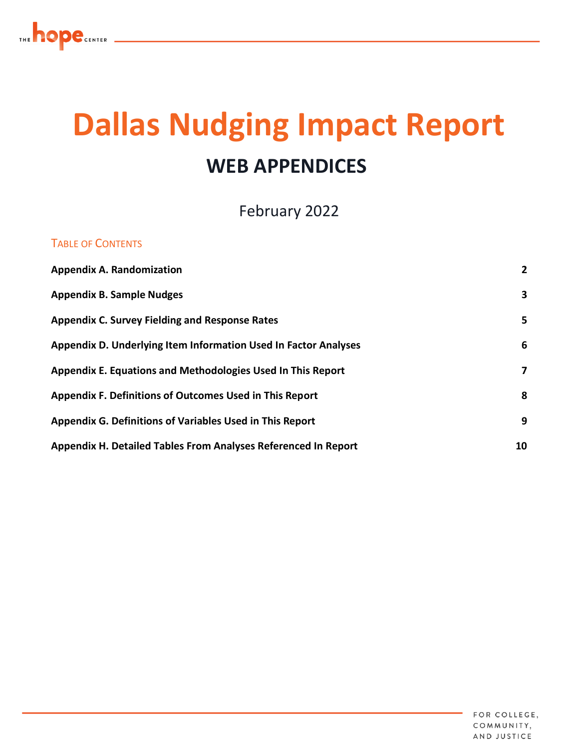# Dallas Nudging Impact Report

## WEB APPENDICES

February 2022

TABLE OF CONTENTS

| | |
|---|---|
| **Appendix A. Randomization** | **2** |
| **Appendix B. Sample Nudges** | **3** |
| **Appendix C. Survey Fielding and Response Rates** | **5** |
| **Appendix D. Underlying Item Information Used In Factor Analyses** | **6** |
| **Appendix E. Equations and Methodologies Used In This Report** | **7** |
| **Appendix F. Definitions of Outcomes Used in This Report** | **8** |
| **Appendix G. Definitions of Variables Used in This Report** | **9** |
| **Appendix H. Detailed Tables From Analyses Referenced In Report** | **10** |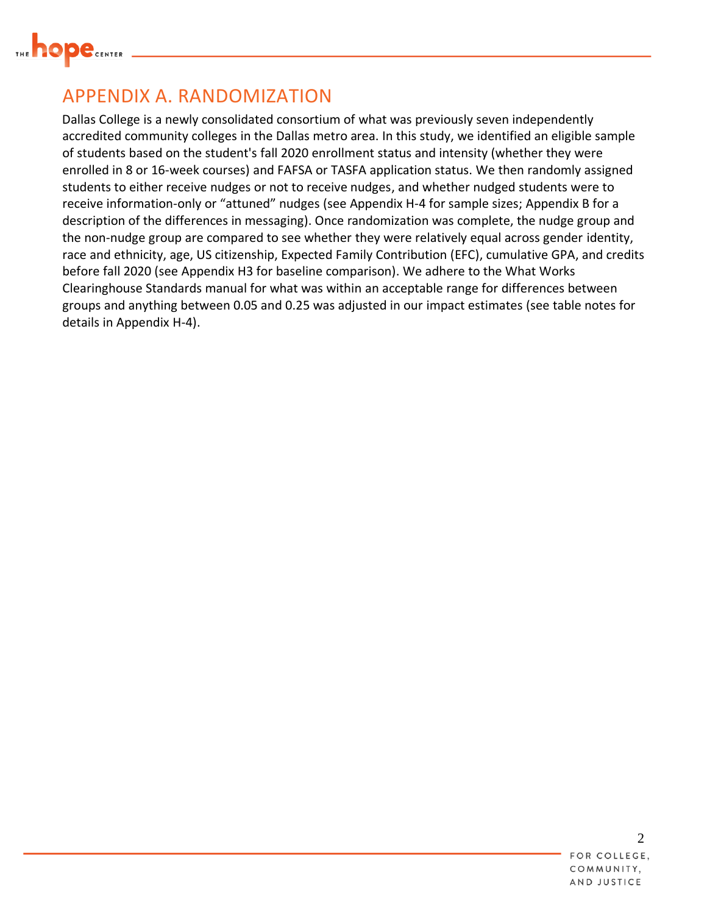# APPENDIX A. RANDOMIZATION

Dallas College is a newly consolidated consortium of what was previously seven independently accredited community colleges in the Dallas metro area. In this study, we identified an eligible sample of students based on the student's fall 2020 enrollment status and intensity (whether they were enrolled in 8 or 16-week courses) and FAFSA or TASFA application status. We then randomly assigned students to either receive nudges or not to receive nudges, and whether nudged students were to receive information-only or "attuned" nudges (see Appendix H-4 for sample sizes; Appendix B for a description of the differences in messaging). Once randomization was complete, the nudge group and the non-nudge group are compared to see whether they were relatively equal across gender identity, race and ethnicity, age, US citizenship, Expected Family Contribution (EFC), cumulative GPA, and credits before fall 2020 (see Appendix H3 for baseline comparison). We adhere to the What Works Clearinghouse Standards manual for what was within an acceptable range for differences between groups and anything between 0.05 and 0.25 was adjusted in our impact estimates (see table notes for details in Appendix H-4).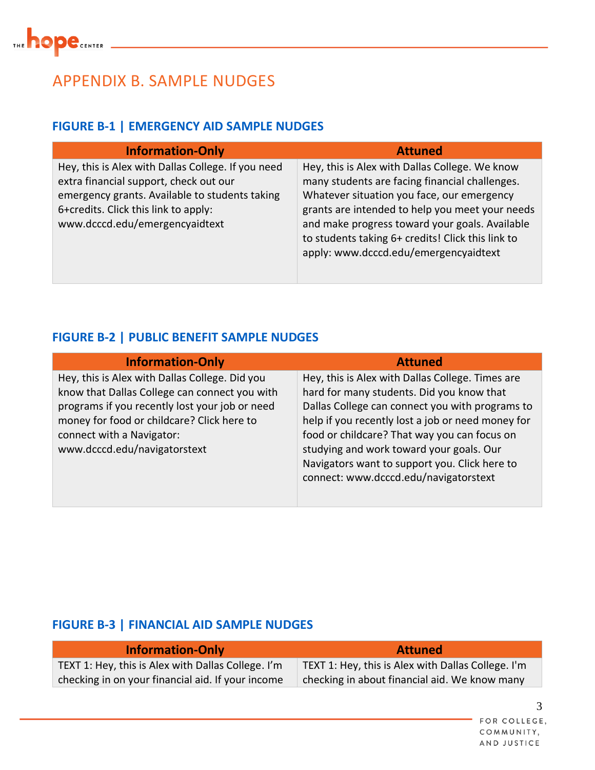## APPENDIX B. SAMPLE NUDGES

### FIGURE B-1 | EMERGENCY AID SAMPLE NUDGES

| Information-Only | Attuned |
| --- | --- |
| Hey, this is Alex with Dallas College. If you need extra financial support, check out our emergency grants. Available to students taking 6+credits. Click this link to apply: www.dcccd.edu/emergencyaidtext | Hey, this is Alex with Dallas College. We know many students are facing financial challenges. Whatever situation you face, our emergency grants are intended to help you meet your needs and make progress toward your goals. Available to students taking 6+ credits! Click this link to apply: www.dcccd.edu/emergencyaidtext |

### FIGURE B-2 | PUBLIC BENEFIT SAMPLE NUDGES

| Information-Only | Attuned |
| --- | --- |
| Hey, this is Alex with Dallas College. Did you know that Dallas College can connect you with programs if you recently lost your job or need money for food or childcare? Click here to connect with a Navigator: www.dcccd.edu/navigatorstext | Hey, this is Alex with Dallas College. Times are hard for many students. Did you know that Dallas College can connect you with programs to help if you recently lost a job or need money for food or childcare? That way you can focus on studying and work toward your goals. Our Navigators want to support you. Click here to connect: www.dcccd.edu/navigatorstext |

### FIGURE B-3 | FINANCIAL AID SAMPLE NUDGES

| Information-Only | Attuned |
| --- | --- |
| TEXT 1: Hey, this is Alex with Dallas College. I'm checking in on your financial aid. If your income | TEXT 1: Hey, this is Alex with Dallas College. I'm checking in about financial aid. We know many |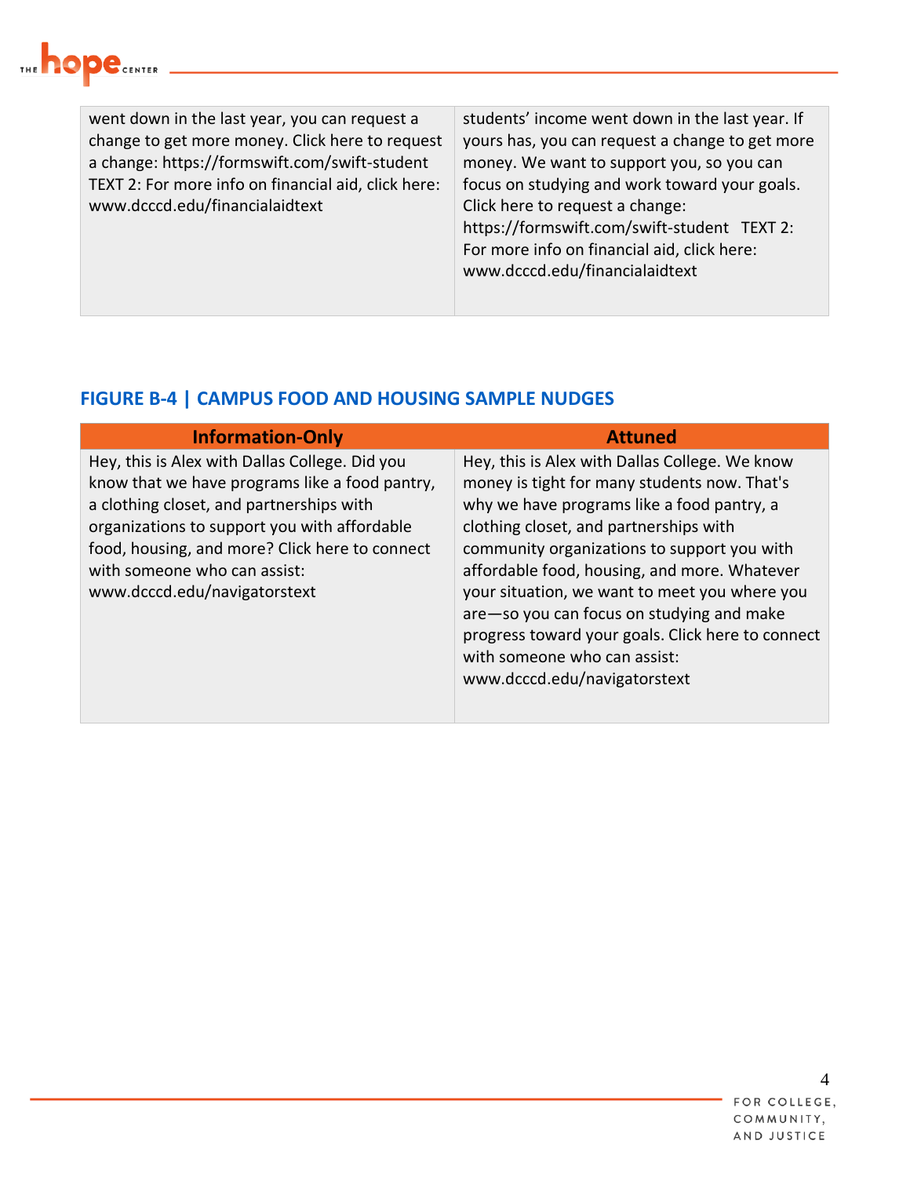| | |
|---|---|
| went down in the last year, you can request a change to get more money. Click here to request a change: https://formswift.com/swift-student TEXT 2: For more info on financial aid, click here: www.dcccd.edu/financialaidtext | students' income went down in the last year. If yours has, you can request a change to get more money. We want to support you, so you can focus on studying and work toward your goals. Click here to request a change: https://formswift.com/swift-student TEXT 2: For more info on financial aid, click here: www.dcccd.edu/financialaidtext |

### FIGURE B-4 | CAMPUS FOOD AND HOUSING SAMPLE NUDGES

| Information-Only | Attuned |
|---|---|
| Hey, this is Alex with Dallas College. Did you know that we have programs like a food pantry, a clothing closet, and partnerships with organizations to support you with affordable food, housing, and more? Click here to connect with someone who can assist: www.dcccd.edu/navigatorstext | Hey, this is Alex with Dallas College. We know money is tight for many students now. That's why we have programs like a food pantry, a clothing closet, and partnerships with community organizations to support you with affordable food, housing, and more. Whatever your situation, we want to meet you where you are—so you can focus on studying and make progress toward your goals. Click here to connect with someone who can assist: www.dcccd.edu/navigatorstext |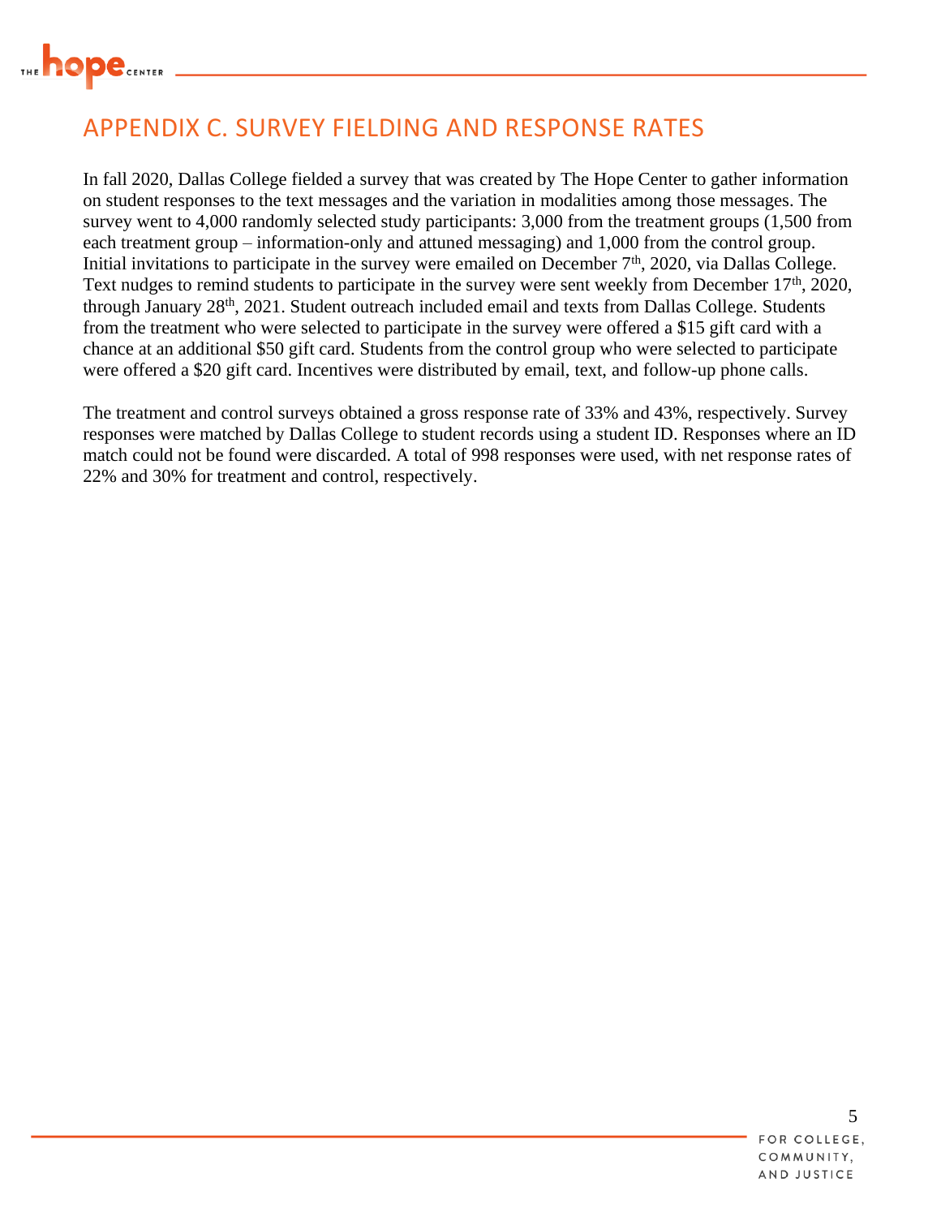# APPENDIX C. SURVEY FIELDING AND RESPONSE RATES

In fall 2020, Dallas College fielded a survey that was created by The Hope Center to gather information on student responses to the text messages and the variation in modalities among those messages. The survey went to 4,000 randomly selected study participants: 3,000 from the treatment groups (1,500 from each treatment group – information-only and attuned messaging) and 1,000 from the control group. Initial invitations to participate in the survey were emailed on December 7th, 2020, via Dallas College. Text nudges to remind students to participate in the survey were sent weekly from December 17th, 2020, through January 28th, 2021. Student outreach included email and texts from Dallas College. Students from the treatment who were selected to participate in the survey were offered a $15 gift card with a chance at an additional $50 gift card. Students from the control group who were selected to participate were offered a $20 gift card. Incentives were distributed by email, text, and follow-up phone calls.

The treatment and control surveys obtained a gross response rate of 33% and 43%, respectively. Survey responses were matched by Dallas College to student records using a student ID. Responses where an ID match could not be found were discarded. A total of 998 responses were used, with net response rates of 22% and 30% for treatment and control, respectively.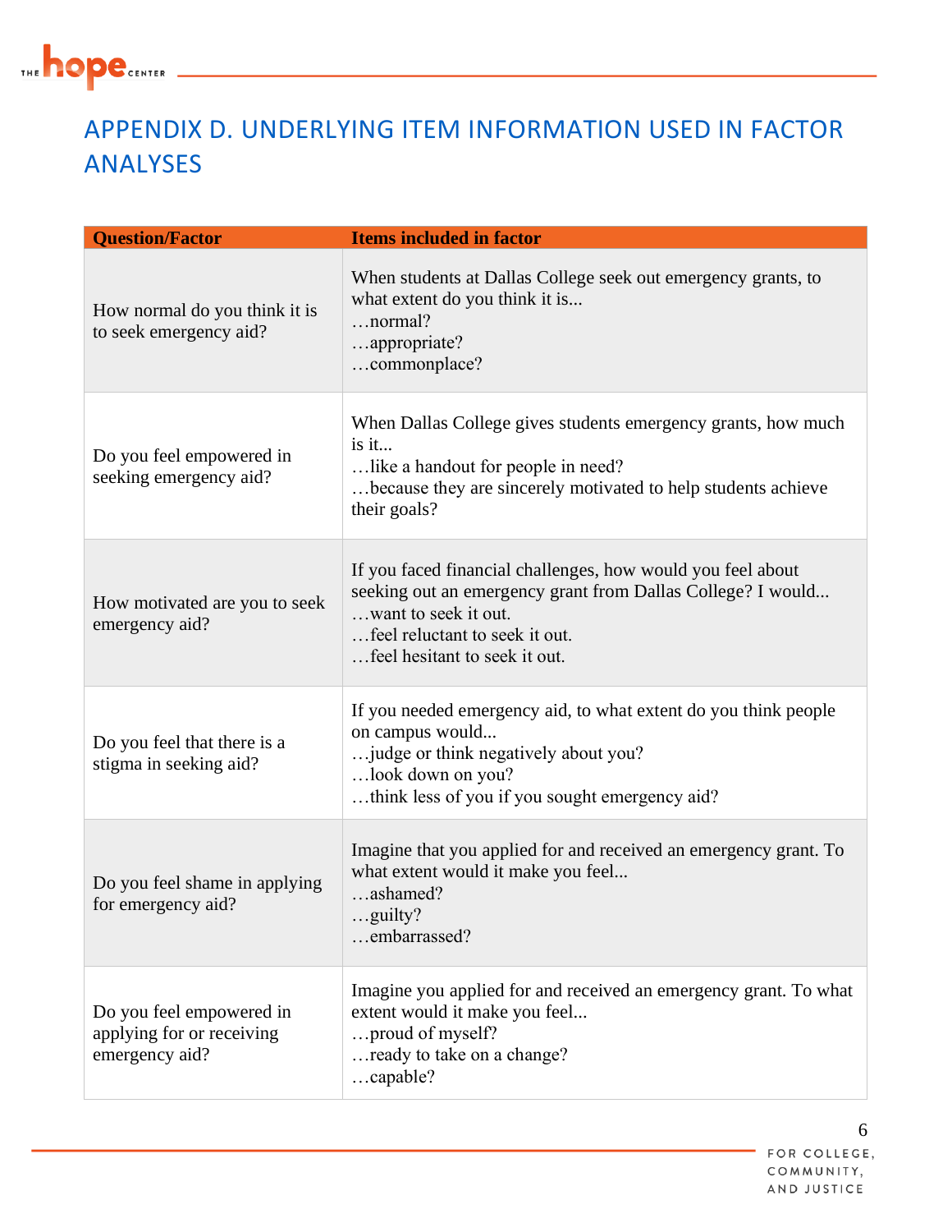# APPENDIX D. UNDERLYING ITEM INFORMATION USED IN FACTOR ANALYSES

| Question/Factor | Items included in factor |
|---|---|
| How normal do you think it is to seek emergency aid? | When students at Dallas College seek out emergency grants, to what extent do you think it is...<br>…normal?<br>…appropriate?<br>…commonplace? |
| Do you feel empowered in seeking emergency aid? | When Dallas College gives students emergency grants, how much is it...<br>…like a handout for people in need?<br>…because they are sincerely motivated to help students achieve their goals? |
| How motivated are you to seek emergency aid? | If you faced financial challenges, how would you feel about seeking out an emergency grant from Dallas College? I would...<br>…want to seek it out.<br>…feel reluctant to seek it out.<br>…feel hesitant to seek it out. |
| Do you feel that there is a stigma in seeking aid? | If you needed emergency aid, to what extent do you think people on campus would...<br>…judge or think negatively about you?<br>…look down on you?<br>…think less of you if you sought emergency aid? |
| Do you feel shame in applying for emergency aid? | Imagine that you applied for and received an emergency grant. To what extent would it make you feel...<br>…ashamed?<br>…guilty?<br>…embarrassed? |
| Do you feel empowered in applying for or receiving emergency aid? | Imagine you applied for and received an emergency grant. To what extent would it make you feel...<br>…proud of myself?<br>…ready to take on a change?<br>…capable? |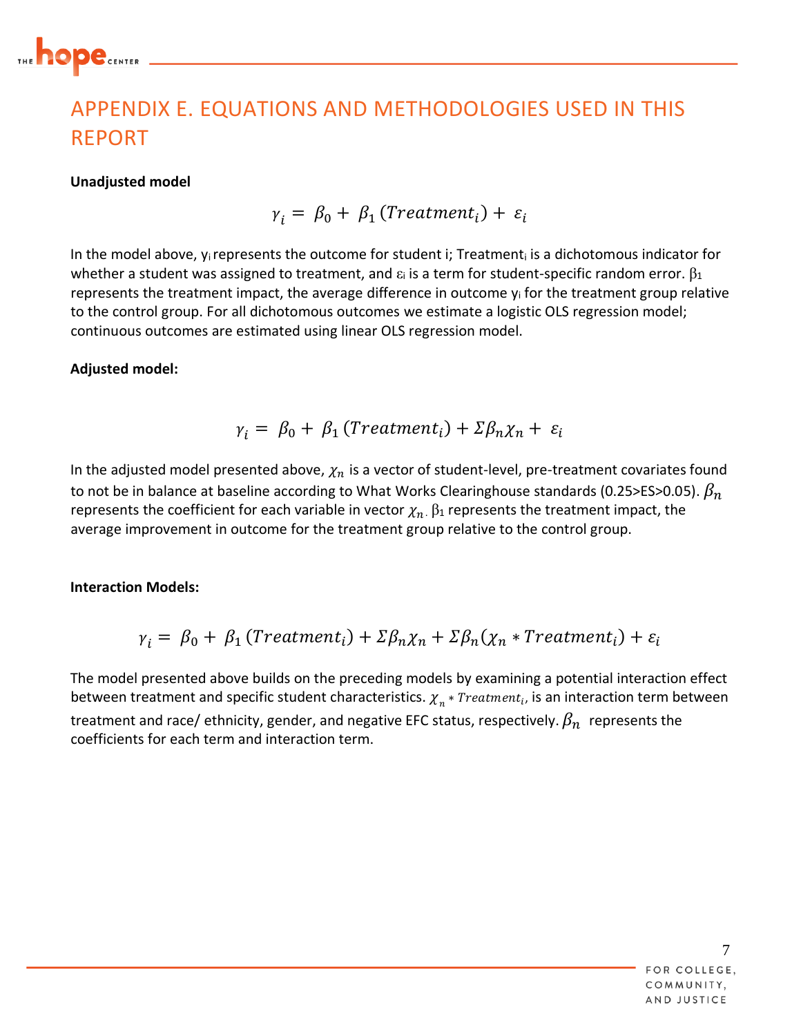## APPENDIX E. EQUATIONS AND METHODOLOGIES USED IN THIS REPORT

**Unadjusted model**

$$\gamma_i = \beta_0 + \beta_1 (Treatment_i) + \varepsilon_i$$

In the model above, $y_i$ represents the outcome for student i; $Treatment_i$ is a dichotomous indicator for whether a student was assigned to treatment, and $\varepsilon_i$ is a term for student-specific random error. $\beta_1$ represents the treatment impact, the average difference in outcome $y_i$ for the treatment group relative to the control group. For all dichotomous outcomes we estimate a logistic OLS regression model; continuous outcomes are estimated using linear OLS regression model.

**Adjusted model:**

$$\gamma_i = \beta_0 + \beta_1 (Treatment_i) + \Sigma\beta_n\chi_n + \varepsilon_i$$

In the adjusted model presented above, $\chi_n$ is a vector of student-level, pre-treatment covariates found to not be in balance at baseline according to What Works Clearinghouse standards (0.25>ES>0.05). $\beta_n$ represents the coefficient for each variable in vector $\chi_n$. $\beta_1$ represents the treatment impact, the average improvement in outcome for the treatment group relative to the control group.

**Interaction Models:**

$$\gamma_i = \beta_0 + \beta_1 (Treatment_i) + \Sigma\beta_n\chi_n + \Sigma\beta_n(\chi_n * Treatment_i) + \varepsilon_i$$

The model presented above builds on the preceding models by examining a potential interaction effect between treatment and specific student characteristics. $\chi_n * Treatment_i$, is an interaction term between treatment and race/ ethnicity, gender, and negative EFC status, respectively. $\beta_n$ represents the coefficients for each term and interaction term.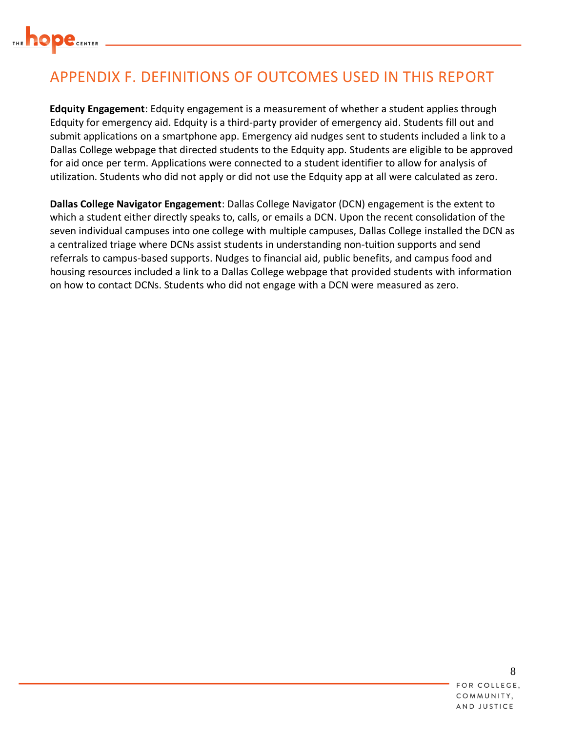# APPENDIX F. DEFINITIONS OF OUTCOMES USED IN THIS REPORT

**Edquity Engagement**: Edquity engagement is a measurement of whether a student applies through Edquity for emergency aid. Edquity is a third-party provider of emergency aid. Students fill out and submit applications on a smartphone app. Emergency aid nudges sent to students included a link to a Dallas College webpage that directed students to the Edquity app. Students are eligible to be approved for aid once per term. Applications were connected to a student identifier to allow for analysis of utilization. Students who did not apply or did not use the Edquity app at all were calculated as zero.

**Dallas College Navigator Engagement**: Dallas College Navigator (DCN) engagement is the extent to which a student either directly speaks to, calls, or emails a DCN. Upon the recent consolidation of the seven individual campuses into one college with multiple campuses, Dallas College installed the DCN as a centralized triage where DCNs assist students in understanding non-tuition supports and send referrals to campus-based supports. Nudges to financial aid, public benefits, and campus food and housing resources included a link to a Dallas College webpage that provided students with information on how to contact DCNs. Students who did not engage with a DCN were measured as zero.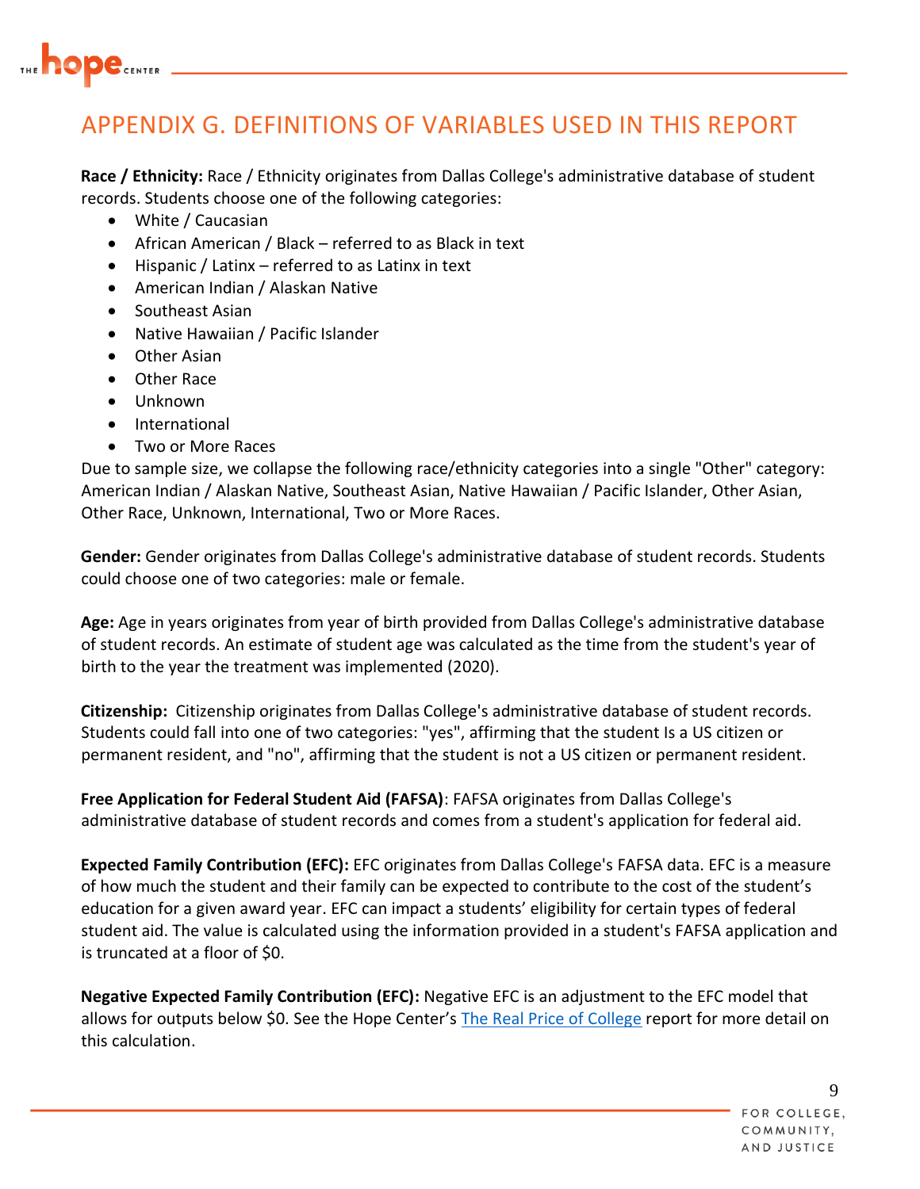# APPENDIX G. DEFINITIONS OF VARIABLES USED IN THIS REPORT

**Race / Ethnicity:** Race / Ethnicity originates from Dallas College's administrative database of student records. Students choose one of the following categories:

- White / Caucasian
- African American / Black – referred to as Black in text
- Hispanic / Latinx – referred to as Latinx in text
- American Indian / Alaskan Native
- Southeast Asian
- Native Hawaiian / Pacific Islander
- Other Asian
- Other Race
- Unknown
- International
- Two or More Races

Due to sample size, we collapse the following race/ethnicity categories into a single "Other" category: American Indian / Alaskan Native, Southeast Asian, Native Hawaiian / Pacific Islander, Other Asian, Other Race, Unknown, International, Two or More Races.

**Gender:** Gender originates from Dallas College's administrative database of student records. Students could choose one of two categories: male or female.

**Age:** Age in years originates from year of birth provided from Dallas College's administrative database of student records. An estimate of student age was calculated as the time from the student's year of birth to the year the treatment was implemented (2020).

**Citizenship:** Citizenship originates from Dallas College's administrative database of student records. Students could fall into one of two categories: "yes", affirming that the student Is a US citizen or permanent resident, and "no", affirming that the student is not a US citizen or permanent resident.

**Free Application for Federal Student Aid (FAFSA)**: FAFSA originates from Dallas College's administrative database of student records and comes from a student's application for federal aid.

**Expected Family Contribution (EFC):** EFC originates from Dallas College's FAFSA data. EFC is a measure of how much the student and their family can be expected to contribute to the cost of the student's education for a given award year. EFC can impact a students' eligibility for certain types of federal student aid. The value is calculated using the information provided in a student's FAFSA application and is truncated at a floor of $0.

**Negative Expected Family Contribution (EFC):** Negative EFC is an adjustment to the EFC model that allows for outputs below $0. See the Hope Center's The Real Price of College report for more detail on this calculation.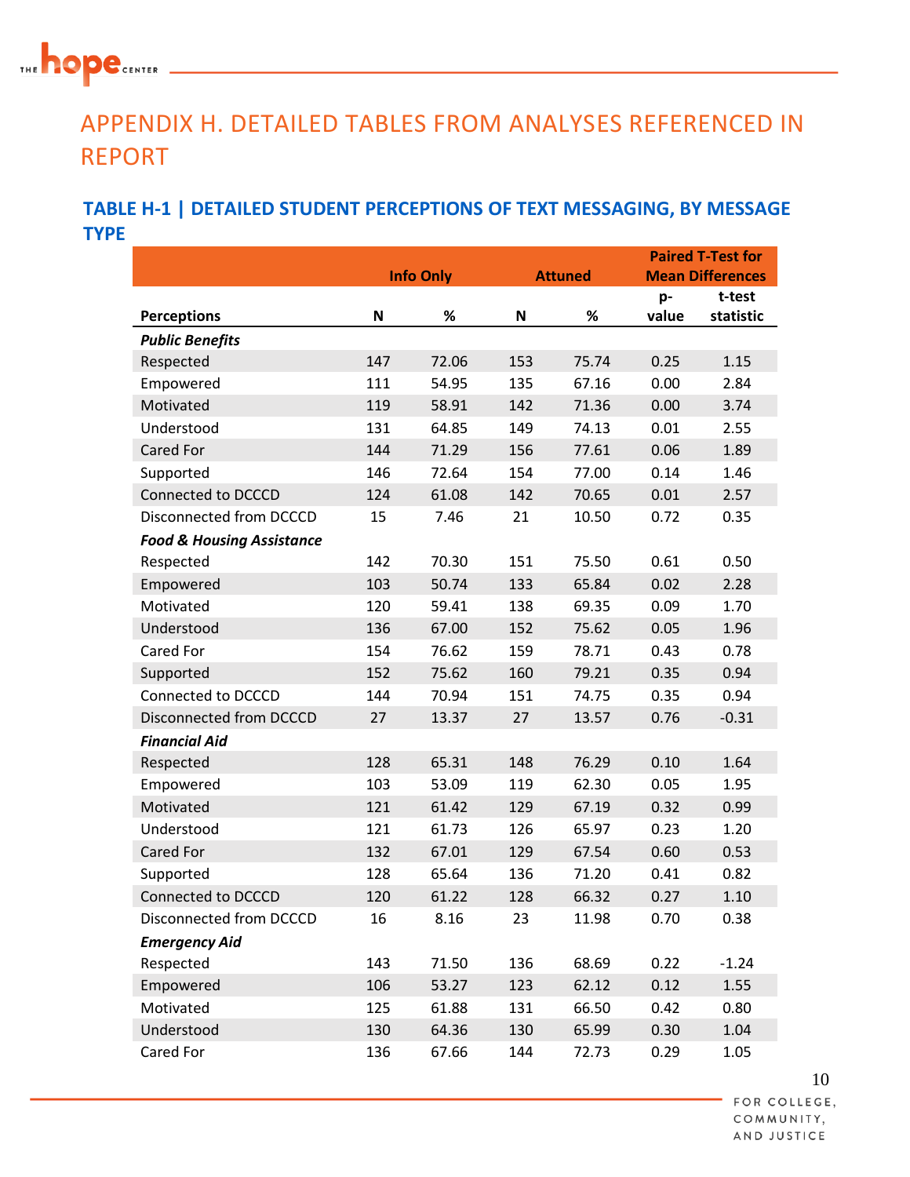# APPENDIX H. DETAILED TABLES FROM ANALYSES REFERENCED IN REPORT

## TABLE H-1 | DETAILED STUDENT PERCEPTIONS OF TEXT MESSAGING, BY MESSAGE TYPE

| | Info Only | | Attuned | | Paired T-Test for Mean Differences | |
|---|---|---|---|---|---|---|
| **Perceptions** | **N** | **%** | **N** | **%** | **p-value** | **t-test statistic** |
| ***Public Benefits*** | | | | | | |
| Respected | 147 | 72.06 | 153 | 75.74 | 0.25 | 1.15 |
| Empowered | 111 | 54.95 | 135 | 67.16 | 0.00 | 2.84 |
| Motivated | 119 | 58.91 | 142 | 71.36 | 0.00 | 3.74 |
| Understood | 131 | 64.85 | 149 | 74.13 | 0.01 | 2.55 |
| Cared For | 144 | 71.29 | 156 | 77.61 | 0.06 | 1.89 |
| Supported | 146 | 72.64 | 154 | 77.00 | 0.14 | 1.46 |
| Connected to DCCCD | 124 | 61.08 | 142 | 70.65 | 0.01 | 2.57 |
| Disconnected from DCCCD | 15 | 7.46 | 21 | 10.50 | 0.72 | 0.35 |
| ***Food & Housing Assistance*** | | | | | | |
| Respected | 142 | 70.30 | 151 | 75.50 | 0.61 | 0.50 |
| Empowered | 103 | 50.74 | 133 | 65.84 | 0.02 | 2.28 |
| Motivated | 120 | 59.41 | 138 | 69.35 | 0.09 | 1.70 |
| Understood | 136 | 67.00 | 152 | 75.62 | 0.05 | 1.96 |
| Cared For | 154 | 76.62 | 159 | 78.71 | 0.43 | 0.78 |
| Supported | 152 | 75.62 | 160 | 79.21 | 0.35 | 0.94 |
| Connected to DCCCD | 144 | 70.94 | 151 | 74.75 | 0.35 | 0.94 |
| Disconnected from DCCCD | 27 | 13.37 | 27 | 13.57 | 0.76 | -0.31 |
| ***Financial Aid*** | | | | | | |
| Respected | 128 | 65.31 | 148 | 76.29 | 0.10 | 1.64 |
| Empowered | 103 | 53.09 | 119 | 62.30 | 0.05 | 1.95 |
| Motivated | 121 | 61.42 | 129 | 67.19 | 0.32 | 0.99 |
| Understood | 121 | 61.73 | 126 | 65.97 | 0.23 | 1.20 |
| Cared For | 132 | 67.01 | 129 | 67.54 | 0.60 | 0.53 |
| Supported | 128 | 65.64 | 136 | 71.20 | 0.41 | 0.82 |
| Connected to DCCCD | 120 | 61.22 | 128 | 66.32 | 0.27 | 1.10 |
| Disconnected from DCCCD | 16 | 8.16 | 23 | 11.98 | 0.70 | 0.38 |
| ***Emergency Aid*** | | | | | | |
| Respected | 143 | 71.50 | 136 | 68.69 | 0.22 | -1.24 |
| Empowered | 106 | 53.27 | 123 | 62.12 | 0.12 | 1.55 |
| Motivated | 125 | 61.88 | 131 | 66.50 | 0.42 | 0.80 |
| Understood | 130 | 64.36 | 130 | 65.99 | 0.30 | 1.04 |
| Cared For | 136 | 67.66 | 144 | 72.73 | 0.29 | 1.05 |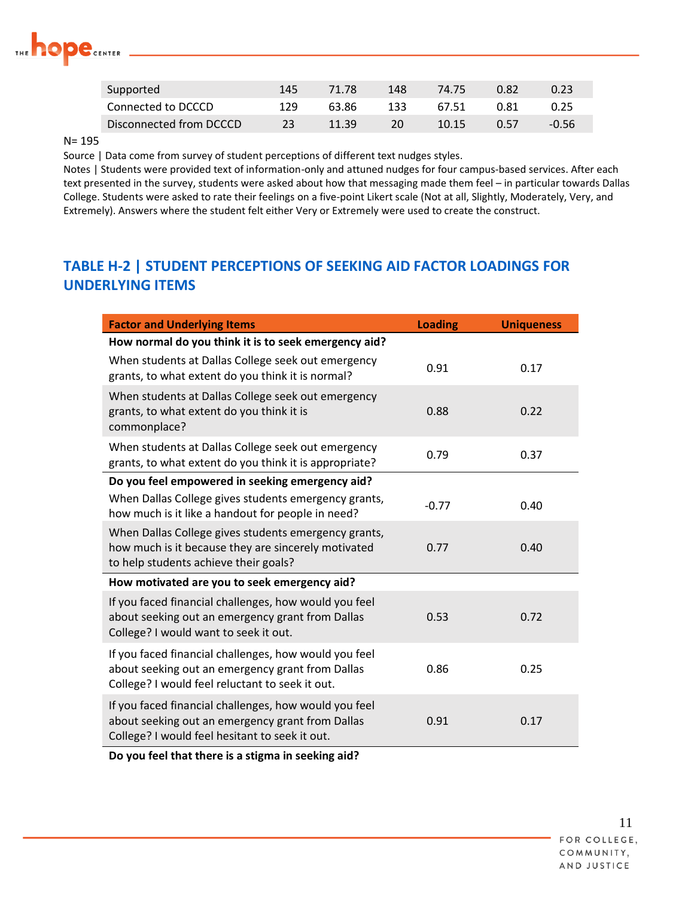| | | | | | | |
|---|---|---|---|---|---|---|
| Supported | 145 | 71.78 | 148 | 74.75 | 0.82 | 0.23 |
| Connected to DCCCD | 129 | 63.86 | 133 | 67.51 | 0.81 | 0.25 |
| Disconnected from DCCCD | 23 | 11.39 | 20 | 10.15 | 0.57 | -0.56 |

N= 195

Source | Data come from survey of student perceptions of different text nudges styles.

Notes | Students were provided text of information-only and attuned nudges for four campus-based services. After each text presented in the survey, students were asked about how that messaging made them feel – in particular towards Dallas College. Students were asked to rate their feelings on a five-point Likert scale (Not at all, Slightly, Moderately, Very, and Extremely). Answers where the student felt either Very or Extremely were used to create the construct.

## TABLE H-2 | STUDENT PERCEPTIONS OF SEEKING AID FACTOR LOADINGS FOR UNDERLYING ITEMS

| Factor and Underlying Items | Loading | Uniqueness |
|---|---|---|
| **How normal do you think it is to seek emergency aid?** | | |
| When students at Dallas College seek out emergency grants, to what extent do you think it is normal? | 0.91 | 0.17 |
| When students at Dallas College seek out emergency grants, to what extent do you think it is commonplace? | 0.88 | 0.22 |
| When students at Dallas College seek out emergency grants, to what extent do you think it is appropriate? | 0.79 | 0.37 |
| **Do you feel empowered in seeking emergency aid?** | | |
| When Dallas College gives students emergency grants, how much is it like a handout for people in need? | -0.77 | 0.40 |
| When Dallas College gives students emergency grants, how much is it because they are sincerely motivated to help students achieve their goals? | 0.77 | 0.40 |
| **How motivated are you to seek emergency aid?** | | |
| If you faced financial challenges, how would you feel about seeking out an emergency grant from Dallas College? I would want to seek it out. | 0.53 | 0.72 |
| If you faced financial challenges, how would you feel about seeking out an emergency grant from Dallas College? I would feel reluctant to seek it out. | 0.86 | 0.25 |
| If you faced financial challenges, how would you feel about seeking out an emergency grant from Dallas College? I would feel hesitant to seek it out. | 0.91 | 0.17 |
| **Do you feel that there is a stigma in seeking aid?** | | |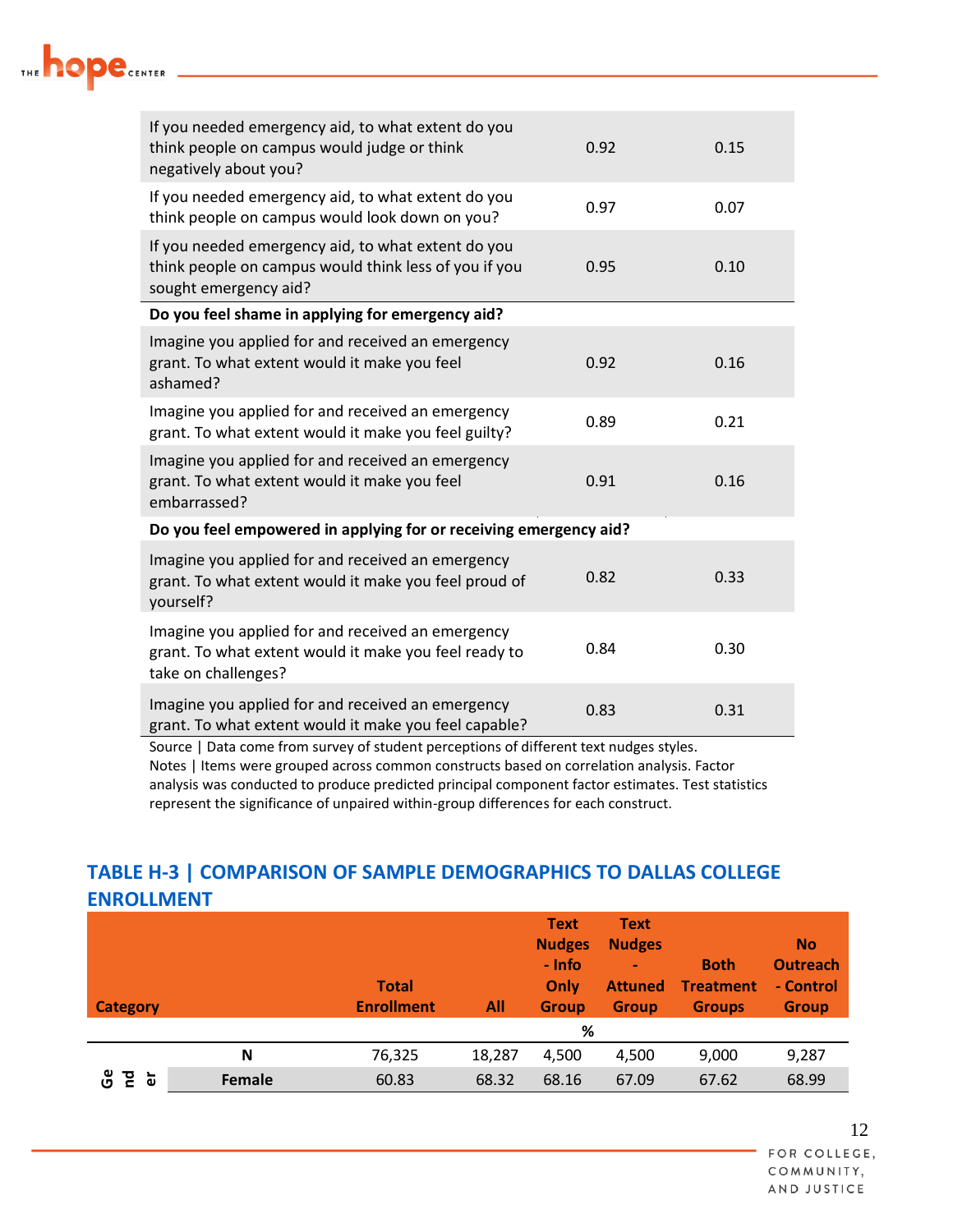| | | |
|---|---|---|
| If you needed emergency aid, to what extent do you think people on campus would judge or think negatively about you? | 0.92 | 0.15 |
| If you needed emergency aid, to what extent do you think people on campus would look down on you? | 0.97 | 0.07 |
| If you needed emergency aid, to what extent do you think people on campus would think less of you if you sought emergency aid? | 0.95 | 0.10 |
| **Do you feel shame in applying for emergency aid?** | | |
| Imagine you applied for and received an emergency grant. To what extent would it make you feel ashamed? | 0.92 | 0.16 |
| Imagine you applied for and received an emergency grant. To what extent would it make you feel guilty? | 0.89 | 0.21 |
| Imagine you applied for and received an emergency grant. To what extent would it make you feel embarrassed? | 0.91 | 0.16 |
| **Do you feel empowered in applying for or receiving emergency aid?** | | |
| Imagine you applied for and received an emergency grant. To what extent would it make you feel proud of yourself? | 0.82 | 0.33 |
| Imagine you applied for and received an emergency grant. To what extent would it make you feel ready to take on challenges? | 0.84 | 0.30 |
| Imagine you applied for and received an emergency grant. To what extent would it make you feel capable? | 0.83 | 0.31 |

Source | Data come from survey of student perceptions of different text nudges styles.
Notes | Items were grouped across common constructs based on correlation analysis. Factor analysis was conducted to produce predicted principal component factor estimates. Test statistics represent the significance of unpaired within-group differences for each construct.

## TABLE H-3 | COMPARISON OF SAMPLE DEMOGRAPHICS TO DALLAS COLLEGE ENROLLMENT

| Category | | Total Enrollment | All | Text Nudges - Info Only Group | Text Nudges - Attuned Group | Both Treatment Groups | No Outreach - Control Group |
|---|---|---|---|---|---|---|---|
| | | % | | | | | |
| | N | 76,325 | 18,287 | 4,500 | 4,500 | 9,000 | 9,287 |
| Gender | Female | 60.83 | 68.32 | 68.16 | 67.09 | 67.62 | 68.99 |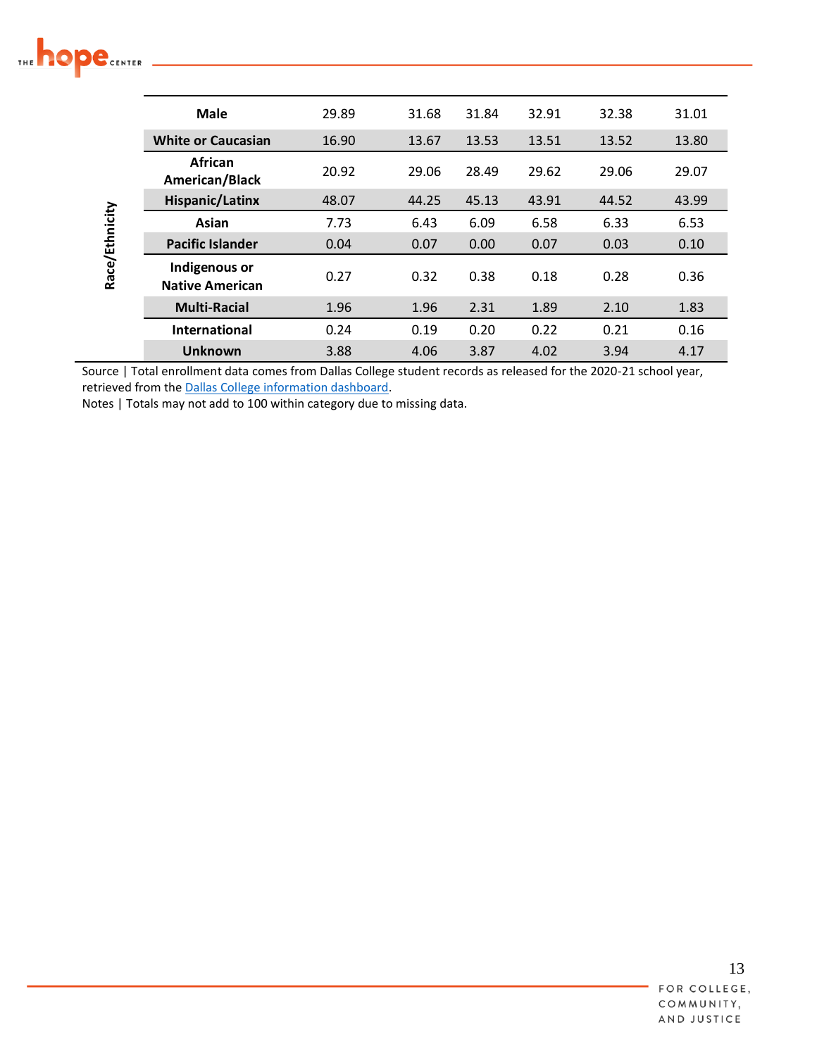| | | | | | | | |
|---|---|---|---|---|---|---|---|
| | **Male** | 29.89 | 31.68 | 31.84 | 32.91 | 32.38 | 31.01 |
| **Race/Ethnicity** | **White or Caucasian** | 16.90 | 13.67 | 13.53 | 13.51 | 13.52 | 13.80 |
| | **African American/Black** | 20.92 | 29.06 | 28.49 | 29.62 | 29.06 | 29.07 |
| | **Hispanic/Latinx** | 48.07 | 44.25 | 45.13 | 43.91 | 44.52 | 43.99 |
| | **Asian** | 7.73 | 6.43 | 6.09 | 6.58 | 6.33 | 6.53 |
| | **Pacific Islander** | 0.04 | 0.07 | 0.00 | 0.07 | 0.03 | 0.10 |
| | **Indigenous or Native American** | 0.27 | 0.32 | 0.38 | 0.18 | 0.28 | 0.36 |
| | **Multi-Racial** | 1.96 | 1.96 | 2.31 | 1.89 | 2.10 | 1.83 |
| | **International** | 0.24 | 0.19 | 0.20 | 0.22 | 0.21 | 0.16 |
| | **Unknown** | 3.88 | 4.06 | 3.87 | 4.02 | 3.94 | 4.17 |

Source | Total enrollment data comes from Dallas College student records as released for the 2020-21 school year, retrieved from the Dallas College information dashboard.
Notes | Totals may not add to 100 within category due to missing data.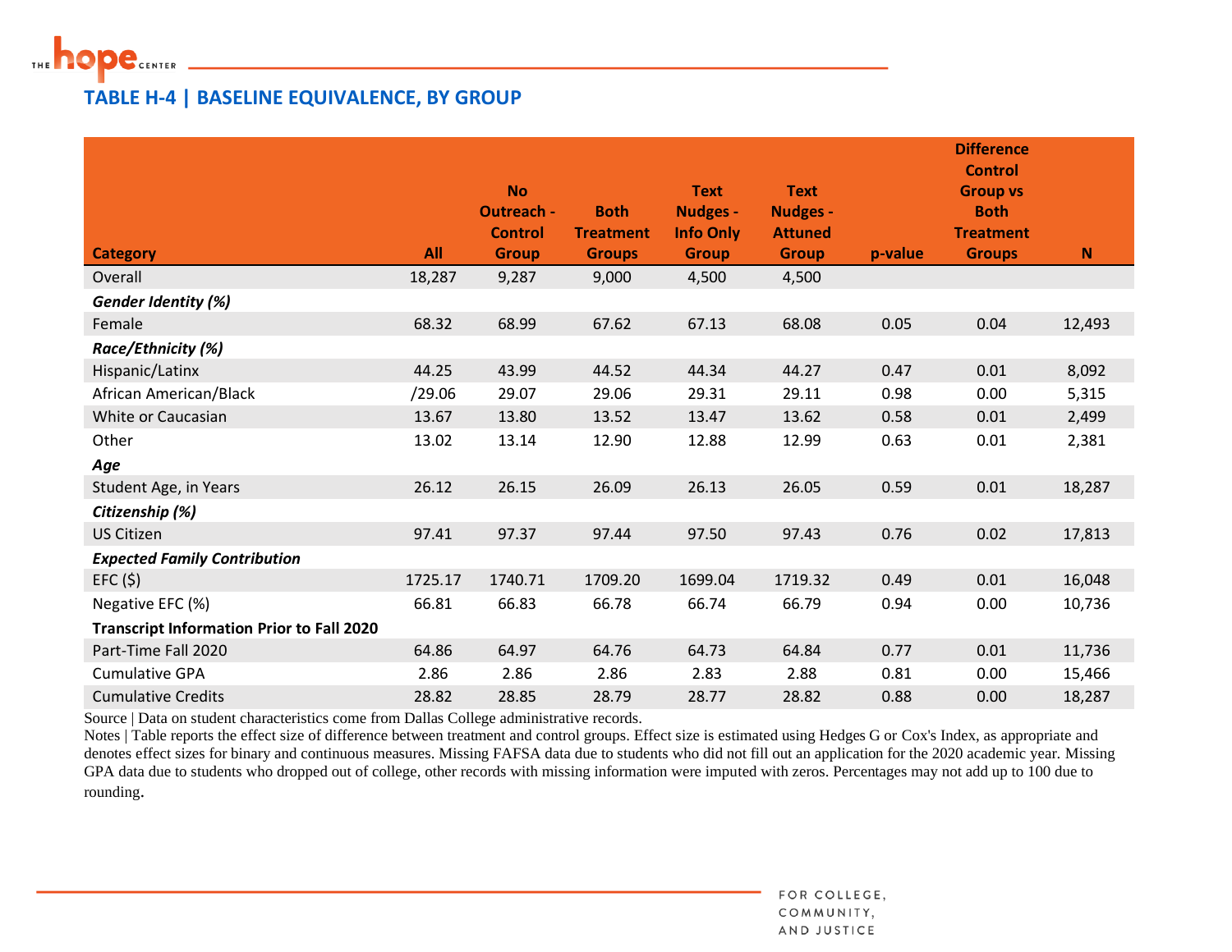## TABLE H-4 | BASELINE EQUIVALENCE, BY GROUP

| Category | All | No Outreach - Control Group | Both Treatment Groups | Text Nudges - Info Only Group | Text Nudges - Attuned Group | p-value | Difference Control Group vs Both Treatment Groups | N |
|---|---|---|---|---|---|---|---|---|
| Overall | 18,287 | 9,287 | 9,000 | 4,500 | 4,500 | | | |
| ***Gender Identity (%)*** | | | | | | | | |
| Female | 68.32 | 68.99 | 67.62 | 67.13 | 68.08 | 0.05 | 0.04 | 12,493 |
| ***Race/Ethnicity (%)*** | | | | | | | | |
| Hispanic/Latinx | 44.25 | 43.99 | 44.52 | 44.34 | 44.27 | 0.47 | 0.01 | 8,092 |
| African American/Black | /29.06 | 29.07 | 29.06 | 29.31 | 29.11 | 0.98 | 0.00 | 5,315 |
| White or Caucasian | 13.67 | 13.80 | 13.52 | 13.47 | 13.62 | 0.58 | 0.01 | 2,499 |
| Other | 13.02 | 13.14 | 12.90 | 12.88 | 12.99 | 0.63 | 0.01 | 2,381 |
| ***Age*** | | | | | | | | |
| Student Age, in Years | 26.12 | 26.15 | 26.09 | 26.13 | 26.05 | 0.59 | 0.01 | 18,287 |
| ***Citizenship (%)*** | | | | | | | | |
| US Citizen | 97.41 | 97.37 | 97.44 | 97.50 | 97.43 | 0.76 | 0.02 | 17,813 |
| ***Expected Family Contribution*** | | | | | | | | |
| EFC ($) | 1725.17 | 1740.71 | 1709.20 | 1699.04 | 1719.32 | 0.49 | 0.01 | 16,048 |
| Negative EFC (%) | 66.81 | 66.83 | 66.78 | 66.74 | 66.79 | 0.94 | 0.00 | 10,736 |
| **Transcript Information Prior to Fall 2020** | | | | | | | | |
| Part-Time Fall 2020 | 64.86 | 64.97 | 64.76 | 64.73 | 64.84 | 0.77 | 0.01 | 11,736 |
| Cumulative GPA | 2.86 | 2.86 | 2.86 | 2.83 | 2.88 | 0.81 | 0.00 | 15,466 |
| Cumulative Credits | 28.82 | 28.85 | 28.79 | 28.77 | 28.82 | 0.88 | 0.00 | 18,287 |

Source | Data on student characteristics come from Dallas College administrative records.
Notes | Table reports the effect size of difference between treatment and control groups. Effect size is estimated using Hedges G or Cox's Index, as appropriate and denotes effect sizes for binary and continuous measures. Missing FAFSA data due to students who did not fill out an application for the 2020 academic year. Missing GPA data due to students who dropped out of college, other records with missing information were imputed with zeros. Percentages may not add up to 100 due to rounding.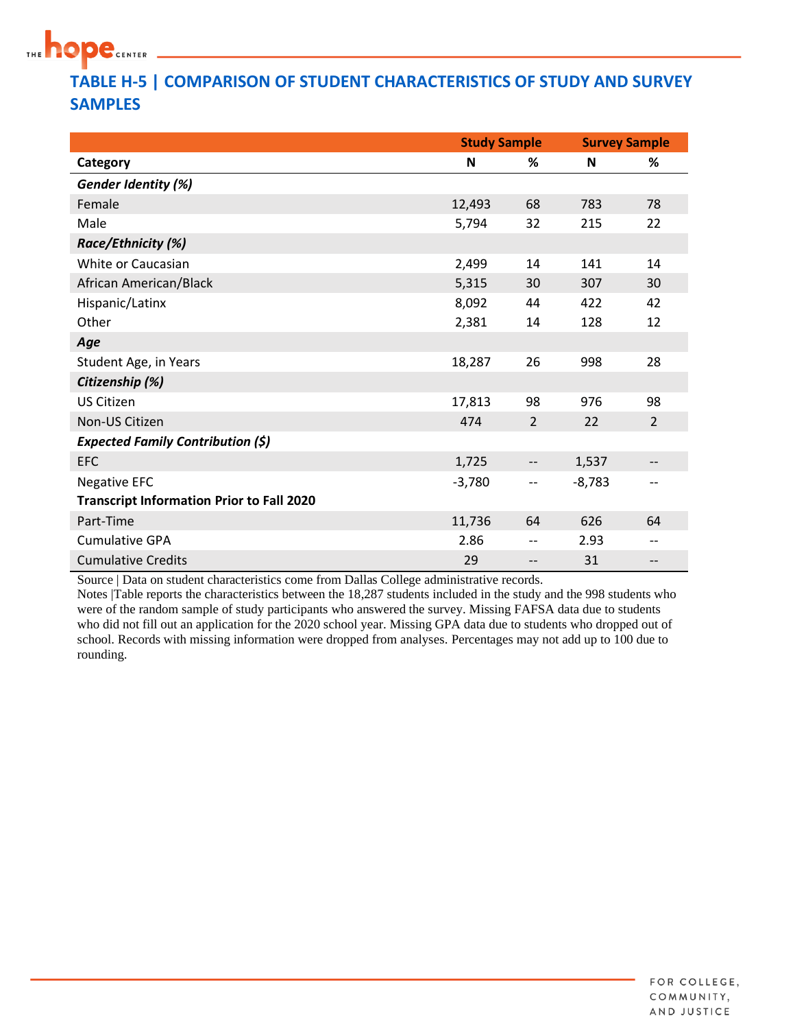## TABLE H-5 | COMPARISON OF STUDENT CHARACTERISTICS OF STUDY AND SURVEY SAMPLES

| | Study Sample | | Survey Sample | |
|---|---|---|---|---|
| **Category** | **N** | **%** | **N** | **%** |
| ***Gender Identity (%)*** | | | | |
| Female | 12,493 | 68 | 783 | 78 |
| Male | 5,794 | 32 | 215 | 22 |
| ***Race/Ethnicity (%)*** | | | | |
| White or Caucasian | 2,499 | 14 | 141 | 14 |
| African American/Black | 5,315 | 30 | 307 | 30 |
| Hispanic/Latinx | 8,092 | 44 | 422 | 42 |
| Other | 2,381 | 14 | 128 | 12 |
| ***Age*** | | | | |
| Student Age, in Years | 18,287 | 26 | 998 | 28 |
| ***Citizenship (%)*** | | | | |
| US Citizen | 17,813 | 98 | 976 | 98 |
| Non-US Citizen | 474 | 2 | 22 | 2 |
| ***Expected Family Contribution ($)*** | | | | |
| EFC | 1,725 | -- | 1,537 | -- |
| Negative EFC | -3,780 | -- | -8,783 | -- |
| **Transcript Information Prior to Fall 2020** | | | | |
| Part-Time | 11,736 | 64 | 626 | 64 |
| Cumulative GPA | 2.86 | -- | 2.93 | -- |
| Cumulative Credits | 29 | -- | 31 | -- |

Source | Data on student characteristics come from Dallas College administrative records.

Notes |Table reports the characteristics between the 18,287 students included in the study and the 998 students who were of the random sample of study participants who answered the survey. Missing FAFSA data due to students who did not fill out an application for the 2020 school year. Missing GPA data due to students who dropped out of school. Records with missing information were dropped from analyses. Percentages may not add up to 100 due to rounding.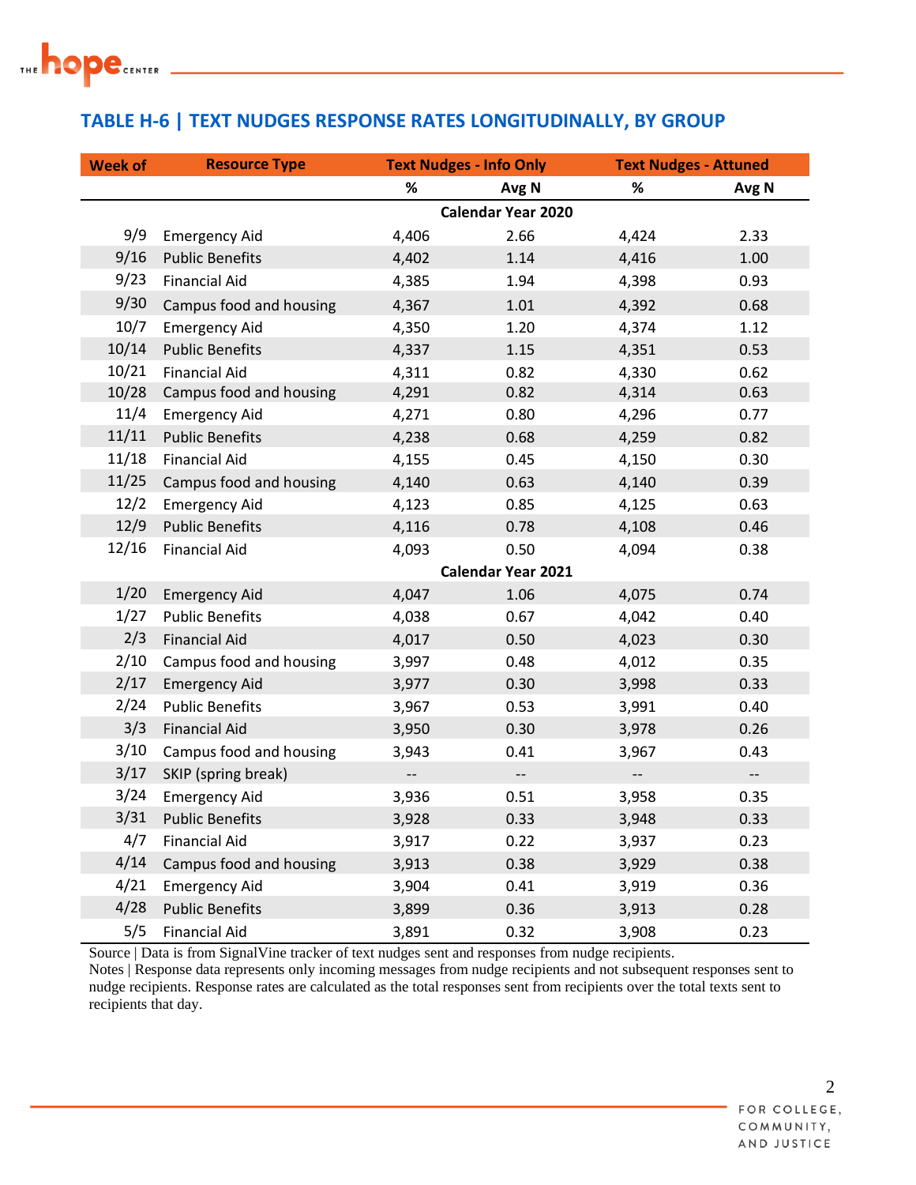## TABLE H-6 | TEXT NUDGES RESPONSE RATES LONGITUDINALLY, BY GROUP

| Week of | Resource Type | Text Nudges - Info Only | | Text Nudges - Attuned | |
|---|---|---|---|---|---|
| | | % | Avg N | % | Avg N |
| | | **Calendar Year 2020** | | | |
| 9/9 | Emergency Aid | 4,406 | 2.66 | 4,424 | 2.33 |
| 9/16 | Public Benefits | 4,402 | 1.14 | 4,416 | 1.00 |
| 9/23 | Financial Aid | 4,385 | 1.94 | 4,398 | 0.93 |
| 9/30 | Campus food and housing | 4,367 | 1.01 | 4,392 | 0.68 |
| 10/7 | Emergency Aid | 4,350 | 1.20 | 4,374 | 1.12 |
| 10/14 | Public Benefits | 4,337 | 1.15 | 4,351 | 0.53 |
| 10/21 | Financial Aid | 4,311 | 0.82 | 4,330 | 0.62 |
| 10/28 | Campus food and housing | 4,291 | 0.82 | 4,314 | 0.63 |
| 11/4 | Emergency Aid | 4,271 | 0.80 | 4,296 | 0.77 |
| 11/11 | Public Benefits | 4,238 | 0.68 | 4,259 | 0.82 |
| 11/18 | Financial Aid | 4,155 | 0.45 | 4,150 | 0.30 |
| 11/25 | Campus food and housing | 4,140 | 0.63 | 4,140 | 0.39 |
| 12/2 | Emergency Aid | 4,123 | 0.85 | 4,125 | 0.63 |
| 12/9 | Public Benefits | 4,116 | 0.78 | 4,108 | 0.46 |
| 12/16 | Financial Aid | 4,093 | 0.50 | 4,094 | 0.38 |
| | | **Calendar Year 2021** | | | |
| 1/20 | Emergency Aid | 4,047 | 1.06 | 4,075 | 0.74 |
| 1/27 | Public Benefits | 4,038 | 0.67 | 4,042 | 0.40 |
| 2/3 | Financial Aid | 4,017 | 0.50 | 4,023 | 0.30 |
| 2/10 | Campus food and housing | 3,997 | 0.48 | 4,012 | 0.35 |
| 2/17 | Emergency Aid | 3,977 | 0.30 | 3,998 | 0.33 |
| 2/24 | Public Benefits | 3,967 | 0.53 | 3,991 | 0.40 |
| 3/3 | Financial Aid | 3,950 | 0.30 | 3,978 | 0.26 |
| 3/10 | Campus food and housing | 3,943 | 0.41 | 3,967 | 0.43 |
| 3/17 | SKIP (spring break) | -- | -- | -- | -- |
| 3/24 | Emergency Aid | 3,936 | 0.51 | 3,958 | 0.35 |
| 3/31 | Public Benefits | 3,928 | 0.33 | 3,948 | 0.33 |
| 4/7 | Financial Aid | 3,917 | 0.22 | 3,937 | 0.23 |
| 4/14 | Campus food and housing | 3,913 | 0.38 | 3,929 | 0.38 |
| 4/21 | Emergency Aid | 3,904 | 0.41 | 3,919 | 0.36 |
| 4/28 | Public Benefits | 3,899 | 0.36 | 3,913 | 0.28 |
| 5/5 | Financial Aid | 3,891 | 0.32 | 3,908 | 0.23 |

Source | Data is from SignalVine tracker of text nudges sent and responses from nudge recipients.
Notes | Response data represents only incoming messages from nudge recipients and not subsequent responses sent to nudge recipients. Response rates are calculated as the total responses sent from recipients over the total texts sent to recipients that day.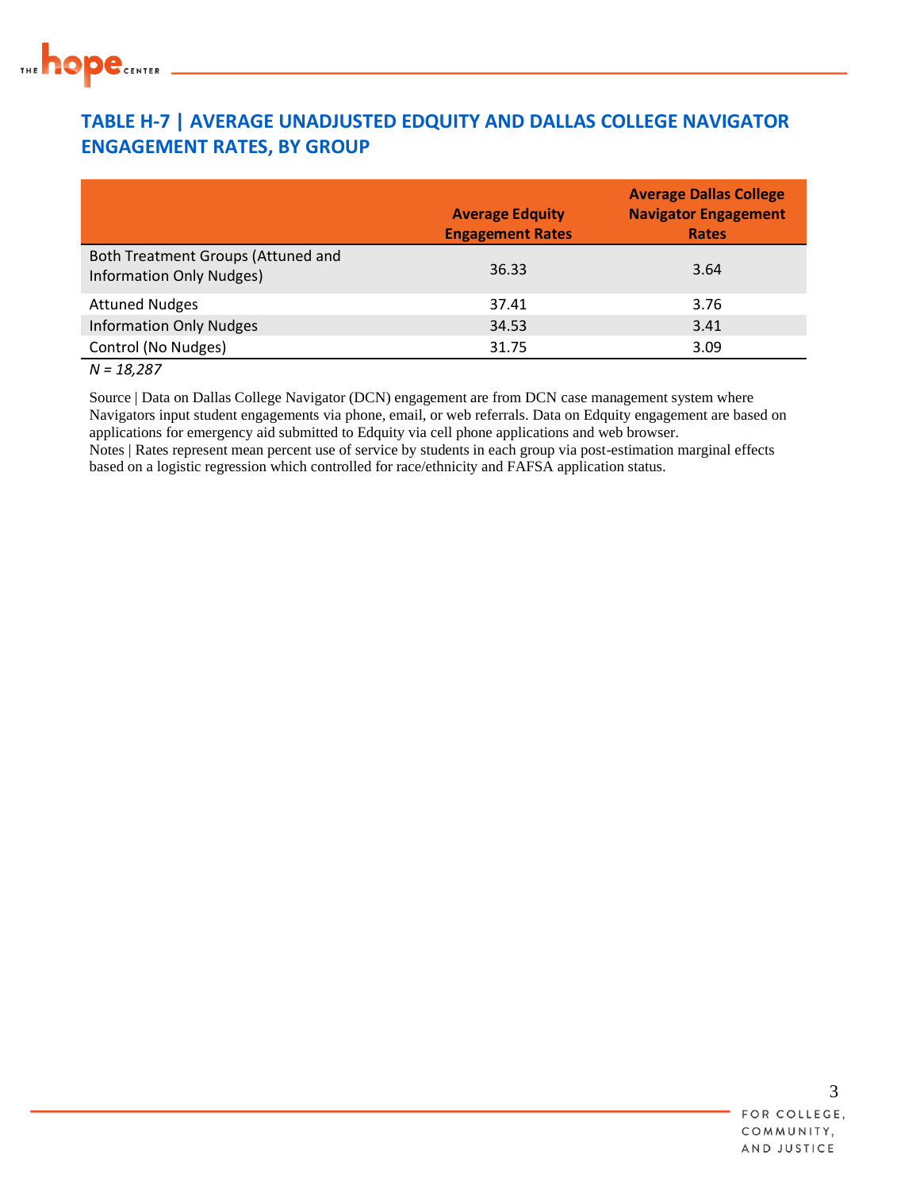## TABLE H-7 | AVERAGE UNADJUSTED EDQUITY AND DALLAS COLLEGE NAVIGATOR ENGAGEMENT RATES, BY GROUP

| | Average Edquity Engagement Rates | Average Dallas College Navigator Engagement Rates |
|---|---|---|
| Both Treatment Groups (Attuned and Information Only Nudges) | 36.33 | 3.64 |
| Attuned Nudges | 37.41 | 3.76 |
| Information Only Nudges | 34.53 | 3.41 |
| Control (No Nudges) | 31.75 | 3.09 |

*N = 18,287*

Source | Data on Dallas College Navigator (DCN) engagement are from DCN case management system where Navigators input student engagements via phone, email, or web referrals. Data on Edquity engagement are based on applications for emergency aid submitted to Edquity via cell phone applications and web browser.
Notes | Rates represent mean percent use of service by students in each group via post-estimation marginal effects based on a logistic regression which controlled for race/ethnicity and FAFSA application status.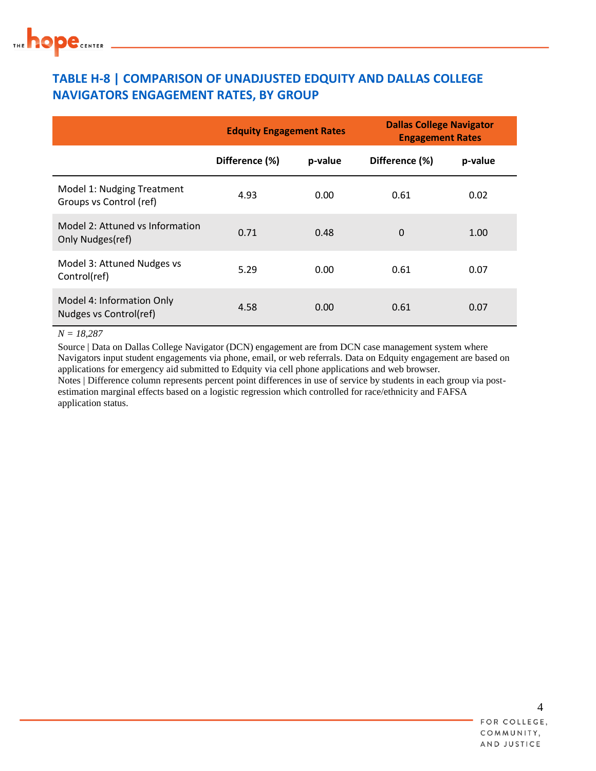## TABLE H-8 | COMPARISON OF UNADJUSTED EDQUITY AND DALLAS COLLEGE NAVIGATORS ENGAGEMENT RATES, BY GROUP

| | Edquity Engagement Rates | | Dallas College Navigator Engagement Rates | |
|---|---|---|---|---|
| | Difference (%) | p-value | Difference (%) | p-value |
| Model 1: Nudging Treatment Groups vs Control (ref) | 4.93 | 0.00 | 0.61 | 0.02 |
| Model 2: Attuned vs Information Only Nudges(ref) | 0.71 | 0.48 | 0 | 1.00 |
| Model 3: Attuned Nudges vs Control(ref) | 5.29 | 0.00 | 0.61 | 0.07 |
| Model 4: Information Only Nudges vs Control(ref) | 4.58 | 0.00 | 0.61 | 0.07 |

*N = 18,287*

Source | Data on Dallas College Navigator (DCN) engagement are from DCN case management system where Navigators input student engagements via phone, email, or web referrals. Data on Edquity engagement are based on applications for emergency aid submitted to Edquity via cell phone applications and web browser.

Notes | Difference column represents percent point differences in use of service by students in each group via post-estimation marginal effects based on a logistic regression which controlled for race/ethnicity and FAFSA application status.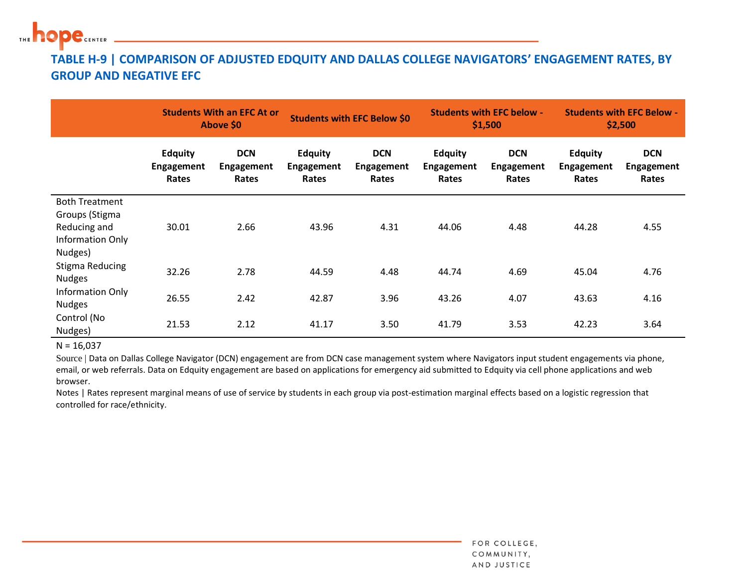## TABLE H-9 | COMPARISON OF ADJUSTED EDQUITY AND DALLAS COLLEGE NAVIGATORS' ENGAGEMENT RATES, BY GROUP AND NEGATIVE EFC

| | Students With an EFC At or Above $0 | | Students with EFC Below $0 | | Students with EFC below -$1,500 | | Students with EFC Below -$2,500 | |
|---|---|---|---|---|---|---|---|---|
| | Edquity Engagement Rates | DCN Engagement Rates | Edquity Engagement Rates | DCN Engagement Rates | Edquity Engagement Rates | DCN Engagement Rates | Edquity Engagement Rates | DCN Engagement Rates |
| Both Treatment Groups (Stigma Reducing and Information Only Nudges) | 30.01 | 2.66 | 43.96 | 4.31 | 44.06 | 4.48 | 44.28 | 4.55 |
| Stigma Reducing Nudges | 32.26 | 2.78 | 44.59 | 4.48 | 44.74 | 4.69 | 45.04 | 4.76 |
| Information Only Nudges | 26.55 | 2.42 | 42.87 | 3.96 | 43.26 | 4.07 | 43.63 | 4.16 |
| Control (No Nudges) | 21.53 | 2.12 | 41.17 | 3.50 | 41.79 | 3.53 | 42.23 | 3.64 |

N = 16,037

Source | Data on Dallas College Navigator (DCN) engagement are from DCN case management system where Navigators input student engagements via phone, email, or web referrals. Data on Edquity engagement are based on applications for emergency aid submitted to Edquity via cell phone applications and web browser.

Notes | Rates represent marginal means of use of service by students in each group via post-estimation marginal effects based on a logistic regression that controlled for race/ethnicity.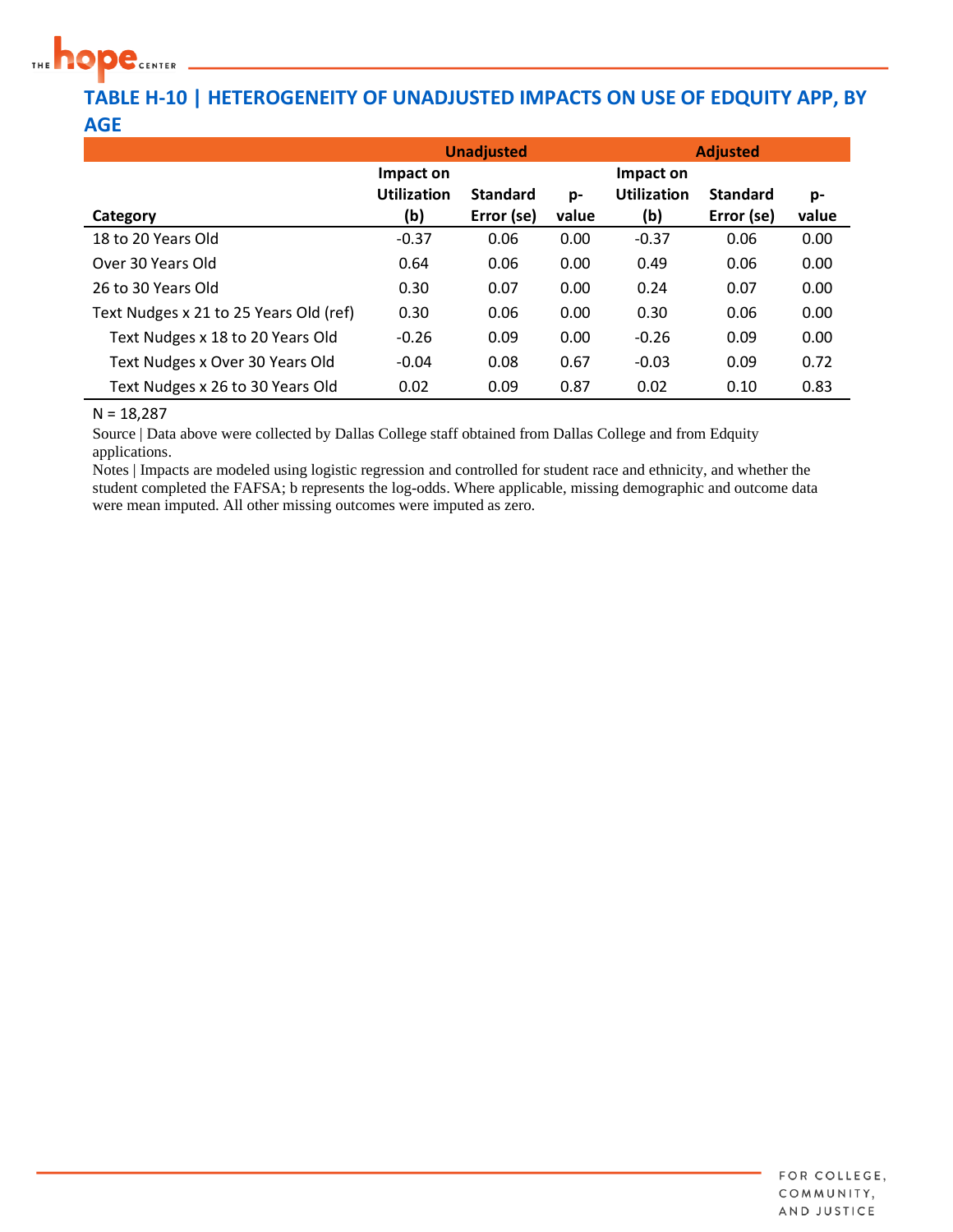## TABLE H-10 | HETEROGENEITY OF UNADJUSTED IMPACTS ON USE OF EDQUITY APP, BY AGE

| | Unadjusted | | | Adjusted | | |
|---|---|---|---|---|---|---|
| Category | Impact on Utilization (b) | Standard Error (se) | p-value | Impact on Utilization (b) | Standard Error (se) | p-value |
| 18 to 20 Years Old | -0.37 | 0.06 | 0.00 | -0.37 | 0.06 | 0.00 |
| Over 30 Years Old | 0.64 | 0.06 | 0.00 | 0.49 | 0.06 | 0.00 |
| 26 to 30 Years Old | 0.30 | 0.07 | 0.00 | 0.24 | 0.07 | 0.00 |
| Text Nudges x 21 to 25 Years Old (ref) | 0.30 | 0.06 | 0.00 | 0.30 | 0.06 | 0.00 |
| Text Nudges x 18 to 20 Years Old | -0.26 | 0.09 | 0.00 | -0.26 | 0.09 | 0.00 |
| Text Nudges x Over 30 Years Old | -0.04 | 0.08 | 0.67 | -0.03 | 0.09 | 0.72 |
| Text Nudges x 26 to 30 Years Old | 0.02 | 0.09 | 0.87 | 0.02 | 0.10 | 0.83 |

N = 18,287

Source | Data above were collected by Dallas College staff obtained from Dallas College and from Edquity applications.

Notes | Impacts are modeled using logistic regression and controlled for student race and ethnicity, and whether the student completed the FAFSA; b represents the log-odds. Where applicable, missing demographic and outcome data were mean imputed. All other missing outcomes were imputed as zero.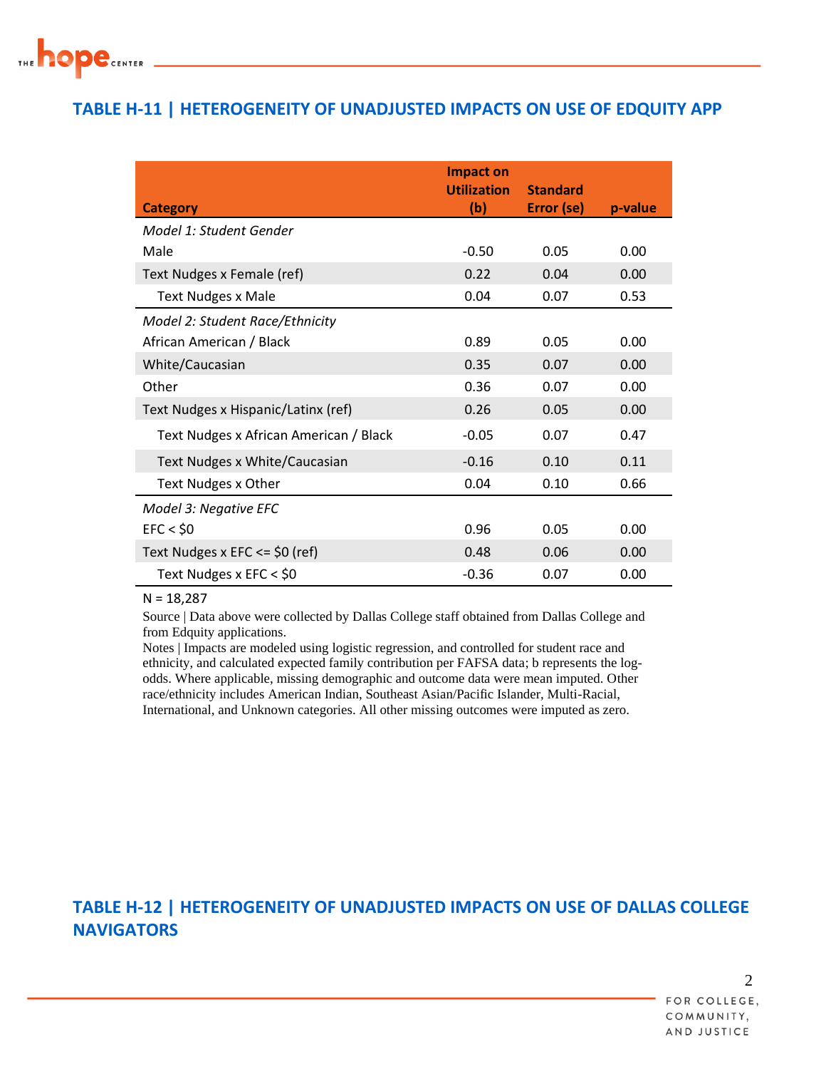## TABLE H-11 | HETEROGENEITY OF UNADJUSTED IMPACTS ON USE OF EDQUITY APP

| Category | Impact on Utilization (b) | Standard Error (se) | p-value |
|---|---|---|---|
| *Model 1: Student Gender* | | | |
| Male | -0.50 | 0.05 | 0.00 |
| Text Nudges x Female (ref) | 0.22 | 0.04 | 0.00 |
| Text Nudges x Male | 0.04 | 0.07 | 0.53 |
| *Model 2: Student Race/Ethnicity* | | | |
| African American / Black | 0.89 | 0.05 | 0.00 |
| White/Caucasian | 0.35 | 0.07 | 0.00 |
| Other | 0.36 | 0.07 | 0.00 |
| Text Nudges x Hispanic/Latinx (ref) | 0.26 | 0.05 | 0.00 |
| Text Nudges x African American / Black | -0.05 | 0.07 | 0.47 |
| Text Nudges x White/Caucasian | -0.16 | 0.10 | 0.11 |
| Text Nudges x Other | 0.04 | 0.10 | 0.66 |
| *Model 3: Negative EFC* | | | |
| EFC < $0 | 0.96 | 0.05 | 0.00 |
| Text Nudges x EFC <= $0 (ref) | 0.48 | 0.06 | 0.00 |
| Text Nudges x EFC < $0 | -0.36 | 0.07 | 0.00 |

N = 18,287

Source | Data above were collected by Dallas College staff obtained from Dallas College and from Edquity applications.

Notes | Impacts are modeled using logistic regression, and controlled for student race and ethnicity, and calculated expected family contribution per FAFSA data; b represents the log-odds. Where applicable, missing demographic and outcome data were mean imputed. Other race/ethnicity includes American Indian, Southeast Asian/Pacific Islander, Multi-Racial, International, and Unknown categories. All other missing outcomes were imputed as zero.

## TABLE H-12 | HETEROGENEITY OF UNADJUSTED IMPACTS ON USE OF DALLAS COLLEGE NAVIGATORS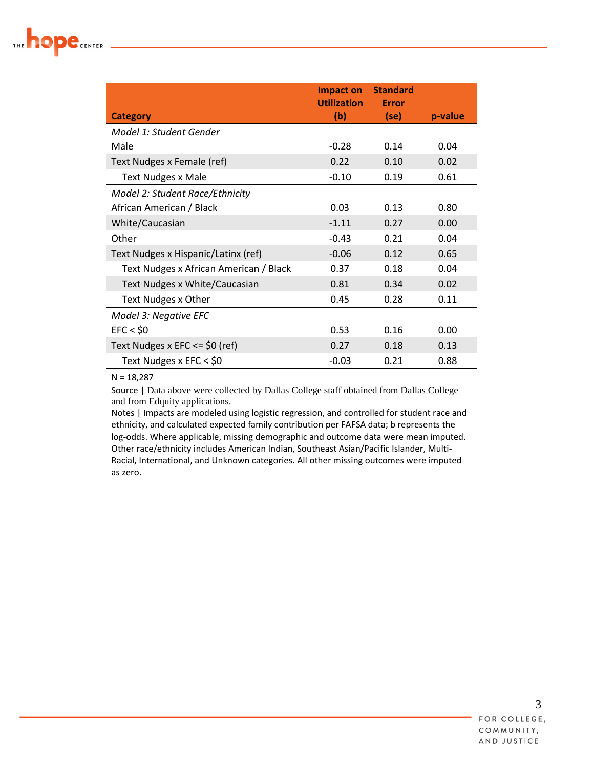| Category | Impact on Utilization (b) | Standard Error (se) | p-value |
|---|---|---|---|
| *Model 1: Student Gender* | | | |
| Male | -0.28 | 0.14 | 0.04 |
| Text Nudges x Female (ref) | 0.22 | 0.10 | 0.02 |
| Text Nudges x Male | -0.10 | 0.19 | 0.61 |
| *Model 2: Student Race/Ethnicity* | | | |
| African American / Black | 0.03 | 0.13 | 0.80 |
| White/Caucasian | -1.11 | 0.27 | 0.00 |
| Other | -0.43 | 0.21 | 0.04 |
| Text Nudges x Hispanic/Latinx (ref) | -0.06 | 0.12 | 0.65 |
| Text Nudges x African American / Black | 0.37 | 0.18 | 0.04 |
| Text Nudges x White/Caucasian | 0.81 | 0.34 | 0.02 |
| Text Nudges x Other | 0.45 | 0.28 | 0.11 |
| *Model 3: Negative EFC* | | | |
| EFC < $0 | 0.53 | 0.16 | 0.00 |
| Text Nudges x EFC <= $0 (ref) | 0.27 | 0.18 | 0.13 |
| Text Nudges x EFC < $0 | -0.03 | 0.21 | 0.88 |

N = 18,287

Source | Data above were collected by Dallas College staff obtained from Dallas College and from Edquity applications.

Notes | Impacts are modeled using logistic regression, and controlled for student race and ethnicity, and calculated expected family contribution per FAFSA data; b represents the log-odds. Where applicable, missing demographic and outcome data were mean imputed. Other race/ethnicity includes American Indian, Southeast Asian/Pacific Islander, Multi-Racial, International, and Unknown categories. All other missing outcomes were imputed as zero.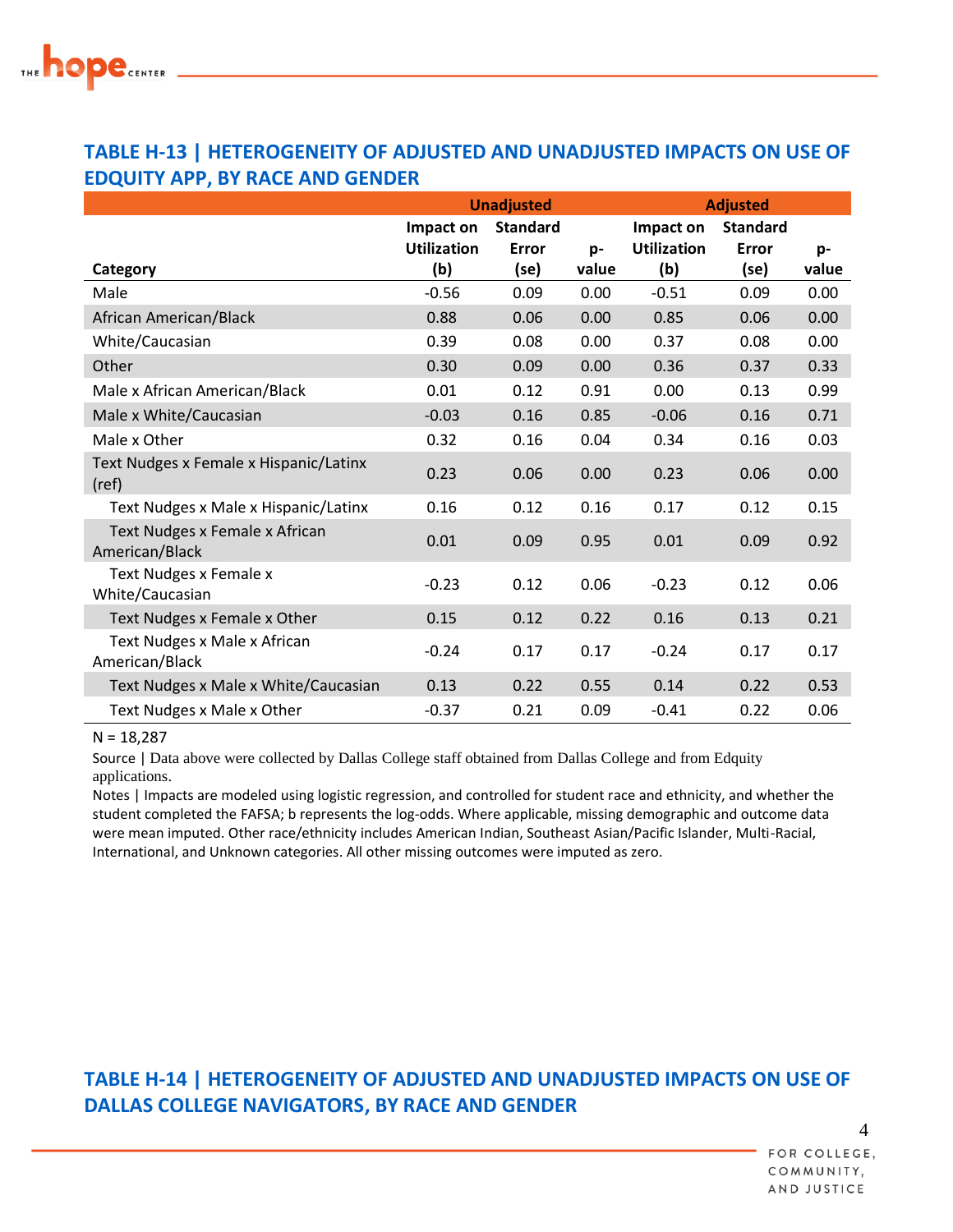## TABLE H-13 | HETEROGENEITY OF ADJUSTED AND UNADJUSTED IMPACTS ON USE OF EDQUITY APP, BY RACE AND GENDER

| | Unadjusted | | | Adjusted | | |
|---|---|---|---|---|---|---|
| Category | Impact on Utilization (b) | Standard Error (se) | p-value | Impact on Utilization (b) | Standard Error (se) | p-value |
| Male | -0.56 | 0.09 | 0.00 | -0.51 | 0.09 | 0.00 |
| African American/Black | 0.88 | 0.06 | 0.00 | 0.85 | 0.06 | 0.00 |
| White/Caucasian | 0.39 | 0.08 | 0.00 | 0.37 | 0.08 | 0.00 |
| Other | 0.30 | 0.09 | 0.00 | 0.36 | 0.37 | 0.33 |
| Male x African American/Black | 0.01 | 0.12 | 0.91 | 0.00 | 0.13 | 0.99 |
| Male x White/Caucasian | -0.03 | 0.16 | 0.85 | -0.06 | 0.16 | 0.71 |
| Male x Other | 0.32 | 0.16 | 0.04 | 0.34 | 0.16 | 0.03 |
| Text Nudges x Female x Hispanic/Latinx (ref) | 0.23 | 0.06 | 0.00 | 0.23 | 0.06 | 0.00 |
| Text Nudges x Male x Hispanic/Latinx | 0.16 | 0.12 | 0.16 | 0.17 | 0.12 | 0.15 |
| Text Nudges x Female x African American/Black | 0.01 | 0.09 | 0.95 | 0.01 | 0.09 | 0.92 |
| Text Nudges x Female x White/Caucasian | -0.23 | 0.12 | 0.06 | -0.23 | 0.12 | 0.06 |
| Text Nudges x Female x Other | 0.15 | 0.12 | 0.22 | 0.16 | 0.13 | 0.21 |
| Text Nudges x Male x African American/Black | -0.24 | 0.17 | 0.17 | -0.24 | 0.17 | 0.17 |
| Text Nudges x Male x White/Caucasian | 0.13 | 0.22 | 0.55 | 0.14 | 0.22 | 0.53 |
| Text Nudges x Male x Other | -0.37 | 0.21 | 0.09 | -0.41 | 0.22 | 0.06 |

N = 18,287

Source | Data above were collected by Dallas College staff obtained from Dallas College and from Edquity applications.

Notes | Impacts are modeled using logistic regression, and controlled for student race and ethnicity, and whether the student completed the FAFSA; b represents the log-odds. Where applicable, missing demographic and outcome data were mean imputed. Other race/ethnicity includes American Indian, Southeast Asian/Pacific Islander, Multi-Racial, International, and Unknown categories. All other missing outcomes were imputed as zero.

## TABLE H-14 | HETEROGENEITY OF ADJUSTED AND UNADJUSTED IMPACTS ON USE OF DALLAS COLLEGE NAVIGATORS, BY RACE AND GENDER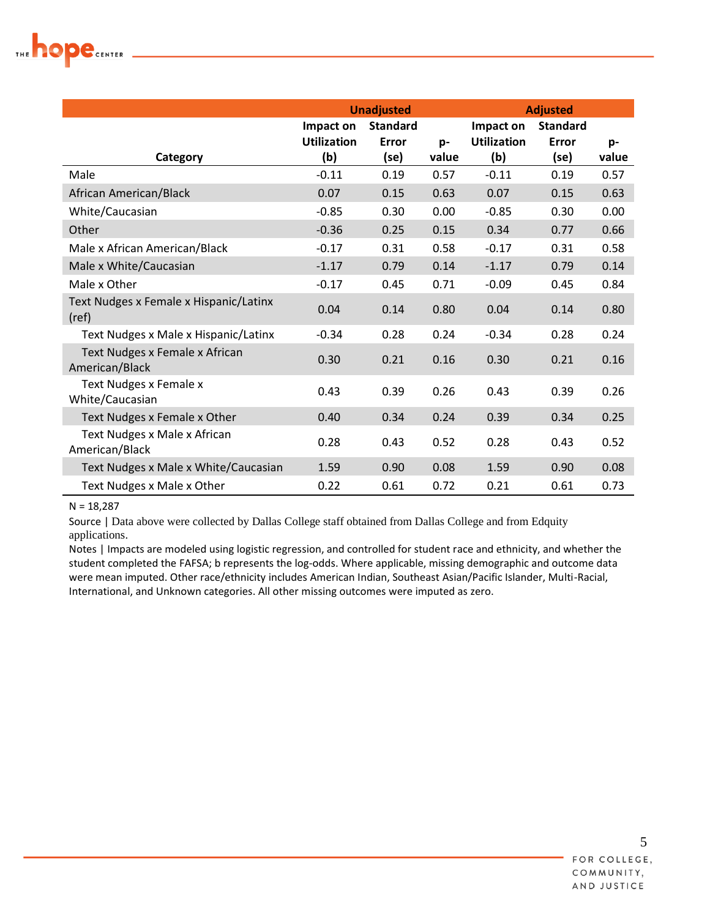| Category | Unadjusted | | | Adjusted | | |
|---|---|---|---|---|---|---|
| | Impact on Utilization (b) | Standard Error (se) | p-value | Impact on Utilization (b) | Standard Error (se) | p-value |
| Male | -0.11 | 0.19 | 0.57 | -0.11 | 0.19 | 0.57 |
| African American/Black | 0.07 | 0.15 | 0.63 | 0.07 | 0.15 | 0.63 |
| White/Caucasian | -0.85 | 0.30 | 0.00 | -0.85 | 0.30 | 0.00 |
| Other | -0.36 | 0.25 | 0.15 | 0.34 | 0.77 | 0.66 |
| Male x African American/Black | -0.17 | 0.31 | 0.58 | -0.17 | 0.31 | 0.58 |
| Male x White/Caucasian | -1.17 | 0.79 | 0.14 | -1.17 | 0.79 | 0.14 |
| Male x Other | -0.17 | 0.45 | 0.71 | -0.09 | 0.45 | 0.84 |
| Text Nudges x Female x Hispanic/Latinx (ref) | 0.04 | 0.14 | 0.80 | 0.04 | 0.14 | 0.80 |
| Text Nudges x Male x Hispanic/Latinx | -0.34 | 0.28 | 0.24 | -0.34 | 0.28 | 0.24 |
| Text Nudges x Female x African American/Black | 0.30 | 0.21 | 0.16 | 0.30 | 0.21 | 0.16 |
| Text Nudges x Female x White/Caucasian | 0.43 | 0.39 | 0.26 | 0.43 | 0.39 | 0.26 |
| Text Nudges x Female x Other | 0.40 | 0.34 | 0.24 | 0.39 | 0.34 | 0.25 |
| Text Nudges x Male x African American/Black | 0.28 | 0.43 | 0.52 | 0.28 | 0.43 | 0.52 |
| Text Nudges x Male x White/Caucasian | 1.59 | 0.90 | 0.08 | 1.59 | 0.90 | 0.08 |
| Text Nudges x Male x Other | 0.22 | 0.61 | 0.72 | 0.21 | 0.61 | 0.73 |

N = 18,287

Source | Data above were collected by Dallas College staff obtained from Dallas College and from Edquity applications.

Notes | Impacts are modeled using logistic regression, and controlled for student race and ethnicity, and whether the student completed the FAFSA; b represents the log-odds. Where applicable, missing demographic and outcome data were mean imputed. Other race/ethnicity includes American Indian, Southeast Asian/Pacific Islander, Multi-Racial, International, and Unknown categories. All other missing outcomes were imputed as zero.